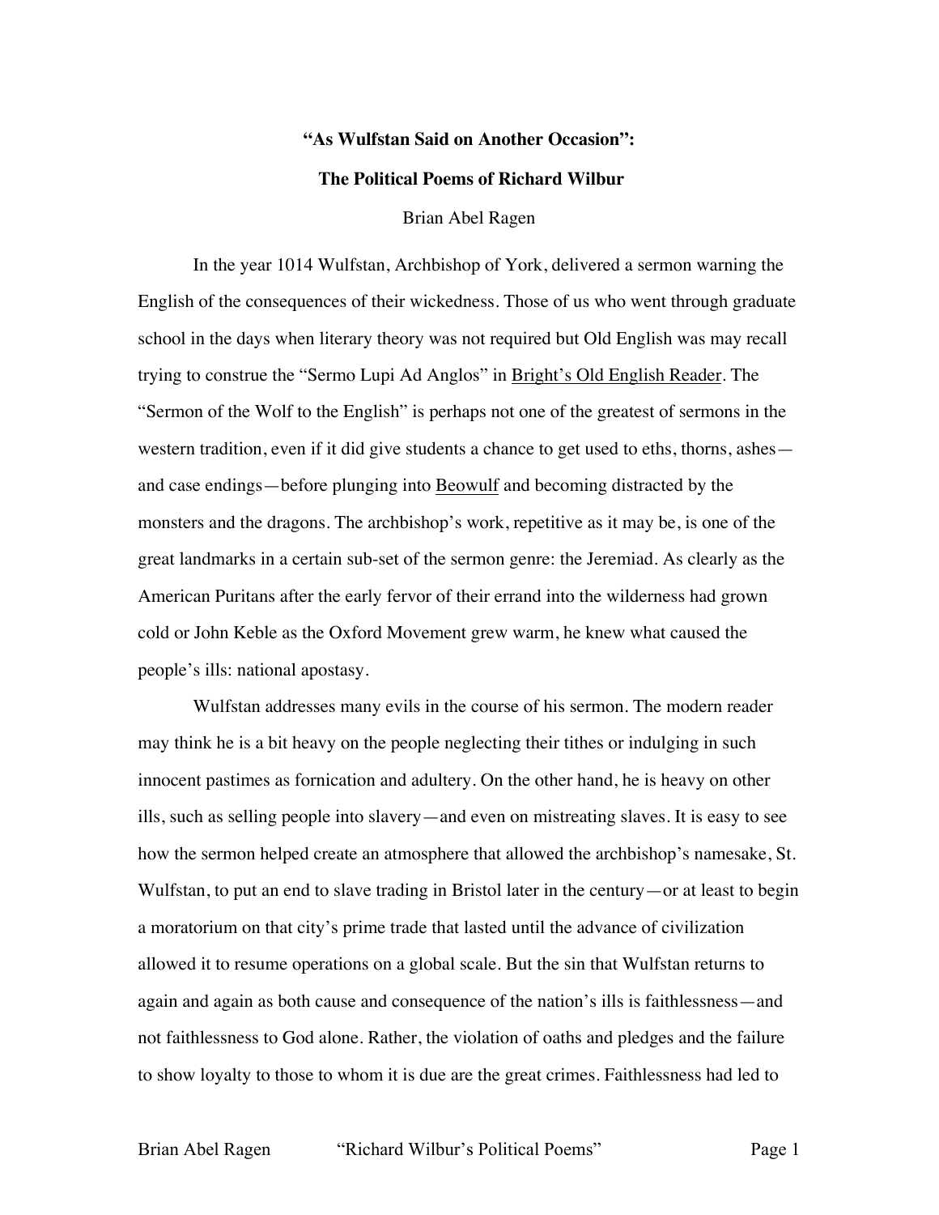# "As Wulfstan Said on Another Occasion":

## The Political Poems of Richard Wilbur

Brian Abel Ragen

In the year 1014 Wulfstan, Archbishop of York, delivered a sermon warning the English of the consequences of their wickedness. Those of us who went through graduate school in the days when literary theory was not required but Old English was may recall trying to construe the "Sermo Lupi Ad Anglos" in <u>Bright's Old English Reader</u>. The "Sermon of the Wolf to the English" is perhaps not one of the greatest of sermons in the western tradition, even if it did give students a chance to get used to eths, thorns, ashes—and case endings—before plunging into <u>Beowulf</u> and becoming distracted by the monsters and the dragons. The archbishop's work, repetitive as it may be, is one of the great landmarks in a certain sub-set of the sermon genre: the Jeremiad. As clearly as the American Puritans after the early fervor of their errand into the wilderness had grown cold or John Keble as the Oxford Movement grew warm, he knew what caused the people's ills: national apostasy.

Wulfstan addresses many evils in the course of his sermon. The modern reader may think he is a bit heavy on the people neglecting their tithes or indulging in such innocent pastimes as fornication and adultery. On the other hand, he is heavy on other ills, such as selling people into slavery—and even on mistreating slaves. It is easy to see how the sermon helped create an atmosphere that allowed the archbishop's namesake, St. Wulfstan, to put an end to slave trading in Bristol later in the century—or at least to begin a moratorium on that city's prime trade that lasted until the advance of civilization allowed it to resume operations on a global scale. But the sin that Wulfstan returns to again and again as both cause and consequence of the nation's ills is faithlessness—and not faithlessness to God alone. Rather, the violation of oaths and pledges and the failure to show loyalty to those to whom it is due are the great crimes. Faithlessness had led to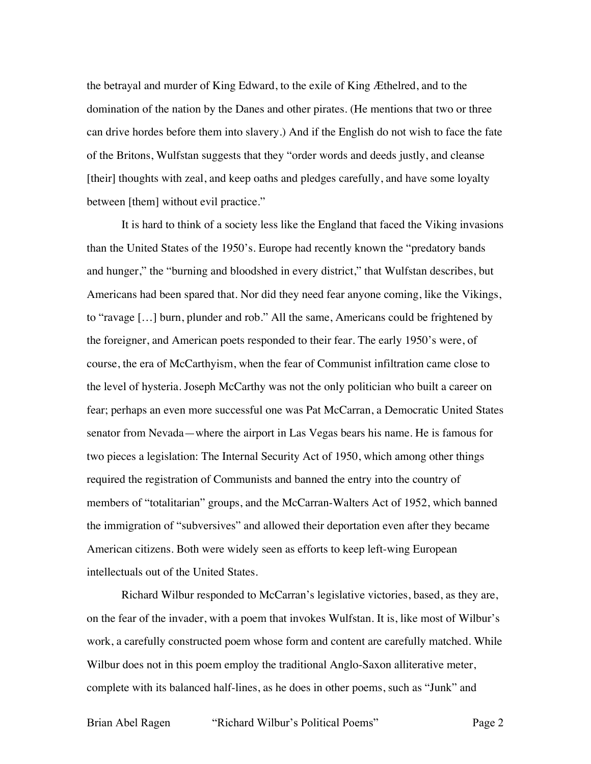the betrayal and murder of King Edward, to the exile of King Æthelred, and to the domination of the nation by the Danes and other pirates. (He mentions that two or three can drive hordes before them into slavery.) And if the English do not wish to face the fate of the Britons, Wulfstan suggests that they "order words and deeds justly, and cleanse [their] thoughts with zeal, and keep oaths and pledges carefully, and have some loyalty between [them] without evil practice."

It is hard to think of a society less like the England that faced the Viking invasions than the United States of the 1950's. Europe had recently known the "predatory bands and hunger," the "burning and bloodshed in every district," that Wulfstan describes, but Americans had been spared that. Nor did they need fear anyone coming, like the Vikings, to "ravage […] burn, plunder and rob." All the same, Americans could be frightened by the foreigner, and American poets responded to their fear. The early 1950's were, of course, the era of McCarthyism, when the fear of Communist infiltration came close to the level of hysteria. Joseph McCarthy was not the only politician who built a career on fear; perhaps an even more successful one was Pat McCarran, a Democratic United States senator from Nevada—where the airport in Las Vegas bears his name. He is famous for two pieces a legislation: The Internal Security Act of 1950, which among other things required the registration of Communists and banned the entry into the country of members of "totalitarian" groups, and the McCarran-Walters Act of 1952, which banned the immigration of "subversives" and allowed their deportation even after they became American citizens. Both were widely seen as efforts to keep left-wing European intellectuals out of the United States.

Richard Wilbur responded to McCarran's legislative victories, based, as they are, on the fear of the invader, with a poem that invokes Wulfstan. It is, like most of Wilbur's work, a carefully constructed poem whose form and content are carefully matched. While Wilbur does not in this poem employ the traditional Anglo-Saxon alliterative meter, complete with its balanced half-lines, as he does in other poems, such as "Junk" and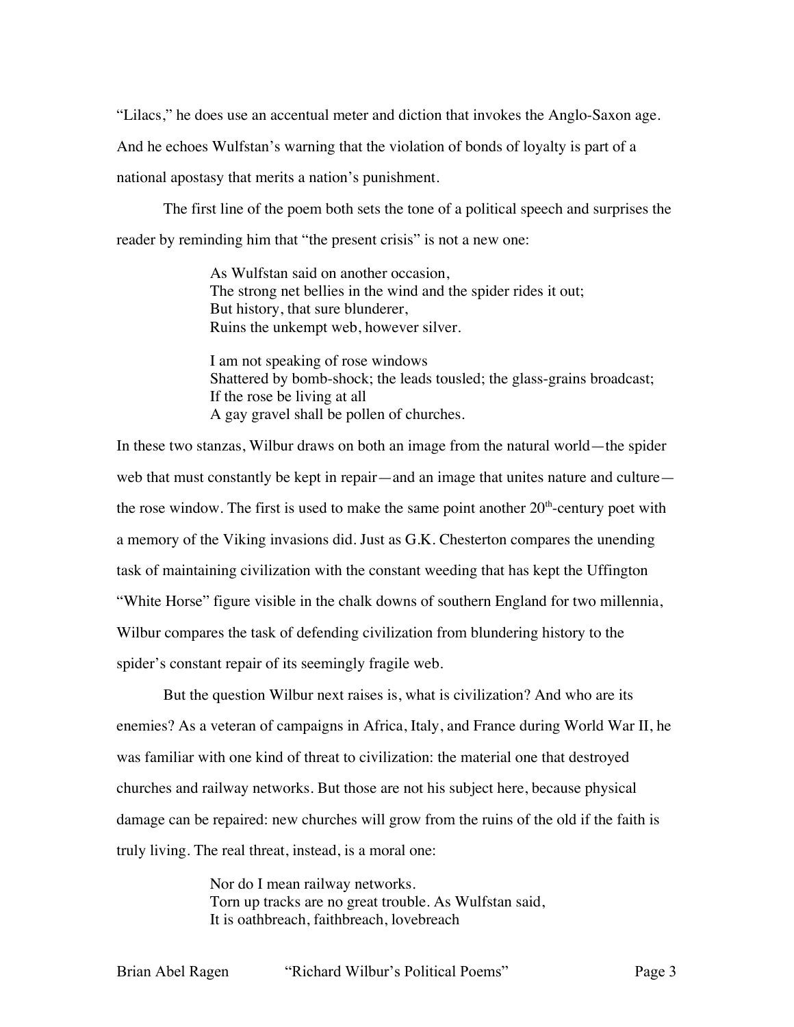"Lilacs," he does use an accentual meter and diction that invokes the Anglo-Saxon age. And he echoes Wulfstan's warning that the violation of bonds of loyalty is part of a national apostasy that merits a nation's punishment.

The first line of the poem both sets the tone of a political speech and surprises the reader by reminding him that "the present crisis" is not a new one:

> As Wulfstan said on another occasion,
> The strong net bellies in the wind and the spider rides it out;
> But history, that sure blunderer,
> Ruins the unkempt web, however silver.
>
> I am not speaking of rose windows
> Shattered by bomb-shock; the leads tousled; the glass-grains broadcast;
> If the rose be living at all
> A gay gravel shall be pollen of churches.

In these two stanzas, Wilbur draws on both an image from the natural world—the spider web that must constantly be kept in repair—and an image that unites nature and culture—the rose window. The first is used to make the same point another 20th-century poet with a memory of the Viking invasions did. Just as G.K. Chesterton compares the unending task of maintaining civilization with the constant weeding that has kept the Uffington "White Horse" figure visible in the chalk downs of southern England for two millennia, Wilbur compares the task of defending civilization from blundering history to the spider's constant repair of its seemingly fragile web.

But the question Wilbur next raises is, what is civilization? And who are its enemies? As a veteran of campaigns in Africa, Italy, and France during World War II, he was familiar with one kind of threat to civilization: the material one that destroyed churches and railway networks. But those are not his subject here, because physical damage can be repaired: new churches will grow from the ruins of the old if the faith is truly living. The real threat, instead, is a moral one:

> Nor do I mean railway networks.
> Torn up tracks are no great trouble. As Wulfstan said,
> It is oathbreach, faithbreach, lovebreach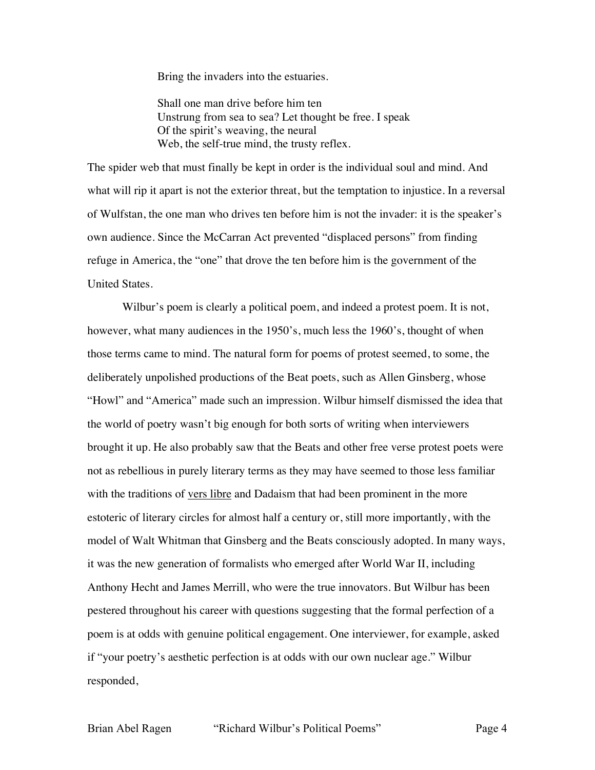> Bring the invaders into the estuaries.
>
> Shall one man drive before him ten
> Unstrung from sea to sea? Let thought be free. I speak
> Of the spirit's weaving, the neural
> Web, the self-true mind, the trusty reflex.

The spider web that must finally be kept in order is the individual soul and mind. And what will rip it apart is not the exterior threat, but the temptation to injustice. In a reversal of Wulfstan, the one man who drives ten before him is not the invader: it is the speaker's own audience. Since the McCarran Act prevented "displaced persons" from finding refuge in America, the "one" that drove the ten before him is the government of the United States.

Wilbur's poem is clearly a political poem, and indeed a protest poem. It is not, however, what many audiences in the 1950's, much less the 1960's, thought of when those terms came to mind. The natural form for poems of protest seemed, to some, the deliberately unpolished productions of the Beat poets, such as Allen Ginsberg, whose "Howl" and "America" made such an impression. Wilbur himself dismissed the idea that the world of poetry wasn't big enough for both sorts of writing when interviewers brought it up. He also probably saw that the Beats and other free verse protest poets were not as rebellious in purely literary terms as they may have seemed to those less familiar with the traditions of <u>vers libre</u> and Dadaism that had been prominent in the more estoteric of literary circles for almost half a century or, still more importantly, with the model of Walt Whitman that Ginsberg and the Beats consciously adopted. In many ways, it was the new generation of formalists who emerged after World War II, including Anthony Hecht and James Merrill, who were the true innovators. But Wilbur has been pestered throughout his career with questions suggesting that the formal perfection of a poem is at odds with genuine political engagement. One interviewer, for example, asked if "your poetry's aesthetic perfection is at odds with our own nuclear age." Wilbur responded,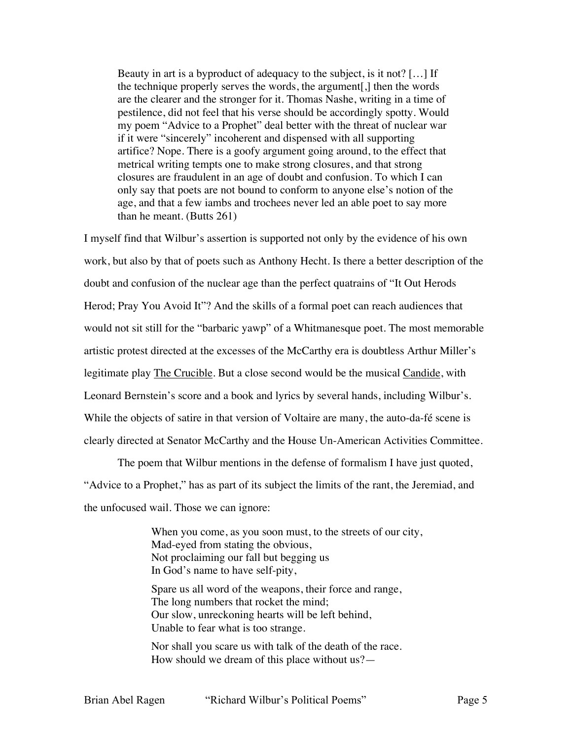> Beauty in art is a byproduct of adequacy to the subject, is it not? [...] If the technique properly serves the words, the argument[,] then the words are the clearer and the stronger for it. Thomas Nashe, writing in a time of pestilence, did not feel that his verse should be accordingly spotty. Would my poem "Advice to a Prophet" deal better with the threat of nuclear war if it were "sincerely" incoherent and dispensed with all supporting artifice? Nope. There is a goofy argument going around, to the effect that metrical writing tempts one to make strong closures, and that strong closures are fraudulent in an age of doubt and confusion. To which I can only say that poets are not bound to conform to anyone else's notion of the age, and that a few iambs and trochees never led an able poet to say more than he meant. (Butts 261)

I myself find that Wilbur's assertion is supported not only by the evidence of his own work, but also by that of poets such as Anthony Hecht. Is there a better description of the doubt and confusion of the nuclear age than the perfect quatrains of "It Out Herods Herod; Pray You Avoid It"? And the skills of a formal poet can reach audiences that would not sit still for the "barbaric yawp" of a Whitmanesque poet. The most memorable artistic protest directed at the excesses of the McCarthy era is doubtless Arthur Miller's legitimate play The Crucible. But a close second would be the musical Candide, with Leonard Bernstein's score and a book and lyrics by several hands, including Wilbur's. While the objects of satire in that version of Voltaire are many, the auto-da-fé scene is clearly directed at Senator McCarthy and the House Un-American Activities Committee.

The poem that Wilbur mentions in the defense of formalism I have just quoted, "Advice to a Prophet," has as part of its subject the limits of the rant, the Jeremiad, and the unfocused wail. Those we can ignore:

> When you come, as you soon must, to the streets of our city,
> Mad-eyed from stating the obvious,
> Not proclaiming our fall but begging us
> In God's name to have self-pity,
>
> Spare us all word of the weapons, their force and range,
> The long numbers that rocket the mind;
> Our slow, unreckoning hearts will be left behind,
> Unable to fear what is too strange.
>
> Nor shall you scare us with talk of the death of the race.
> How should we dream of this place without us?—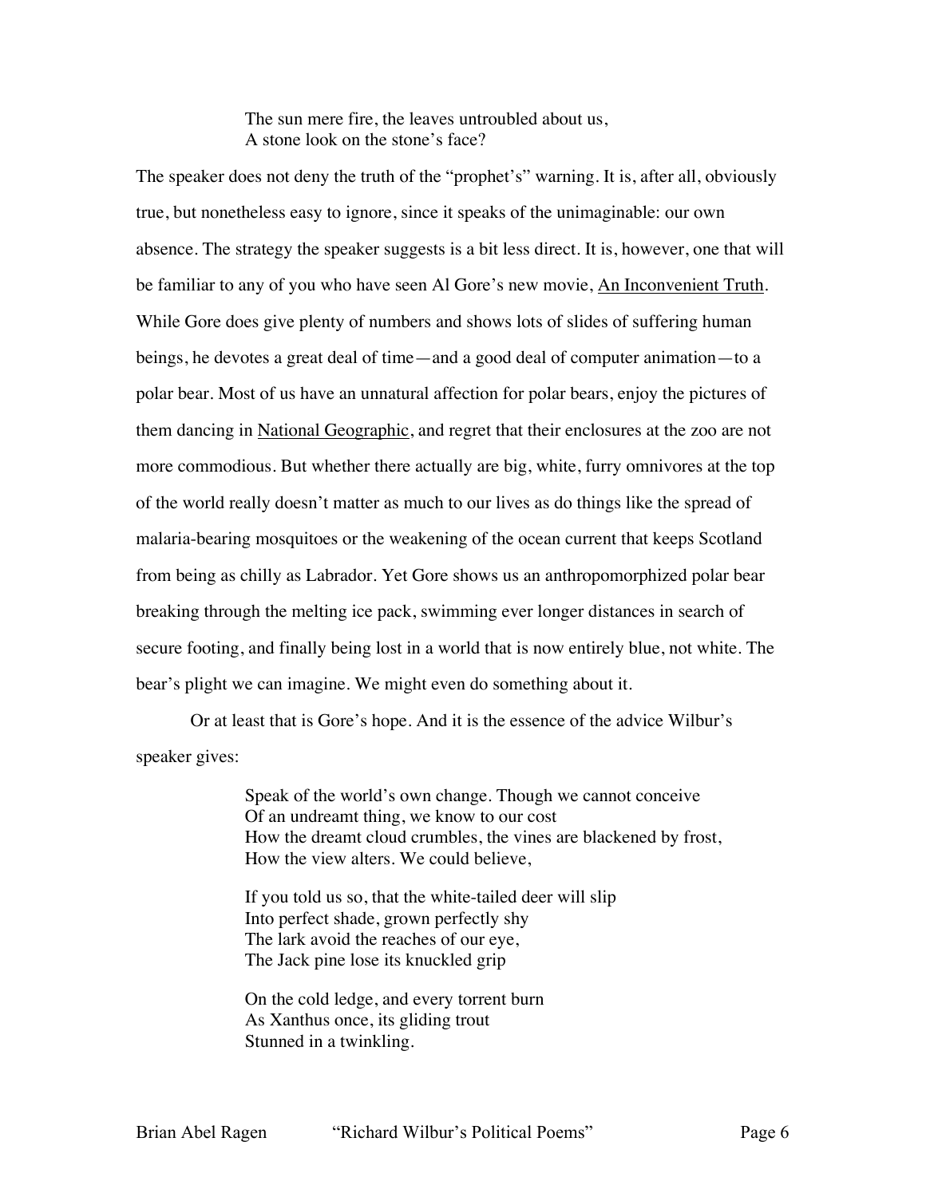> The sun mere fire, the leaves untroubled about us,
> A stone look on the stone's face?

The speaker does not deny the truth of the "prophet's" warning. It is, after all, obviously true, but nonetheless easy to ignore, since it speaks of the unimaginable: our own absence. The strategy the speaker suggests is a bit less direct. It is, however, one that will be familiar to any of you who have seen Al Gore's new movie, <u>An Inconvenient Truth</u>. While Gore does give plenty of numbers and shows lots of slides of suffering human beings, he devotes a great deal of time—and a good deal of computer animation—to a polar bear. Most of us have an unnatural affection for polar bears, enjoy the pictures of them dancing in <u>National Geographic</u>, and regret that their enclosures at the zoo are not more commodious. But whether there actually are big, white, furry omnivores at the top of the world really doesn't matter as much to our lives as do things like the spread of malaria-bearing mosquitoes or the weakening of the ocean current that keeps Scotland from being as chilly as Labrador. Yet Gore shows us an anthropomorphized polar bear breaking through the melting ice pack, swimming ever longer distances in search of secure footing, and finally being lost in a world that is now entirely blue, not white. The bear's plight we can imagine. We might even do something about it.

Or at least that is Gore's hope. And it is the essence of the advice Wilbur's speaker gives:

> Speak of the world's own change. Though we cannot conceive
> Of an undreamt thing, we know to our cost
> How the dreamt cloud crumbles, the vines are blackened by frost,
> How the view alters. We could believe,
>
> If you told us so, that the white-tailed deer will slip
> Into perfect shade, grown perfectly shy
> The lark avoid the reaches of our eye,
> The Jack pine lose its knuckled grip
>
> On the cold ledge, and every torrent burn
> As Xanthus once, its gliding trout
> Stunned in a twinkling.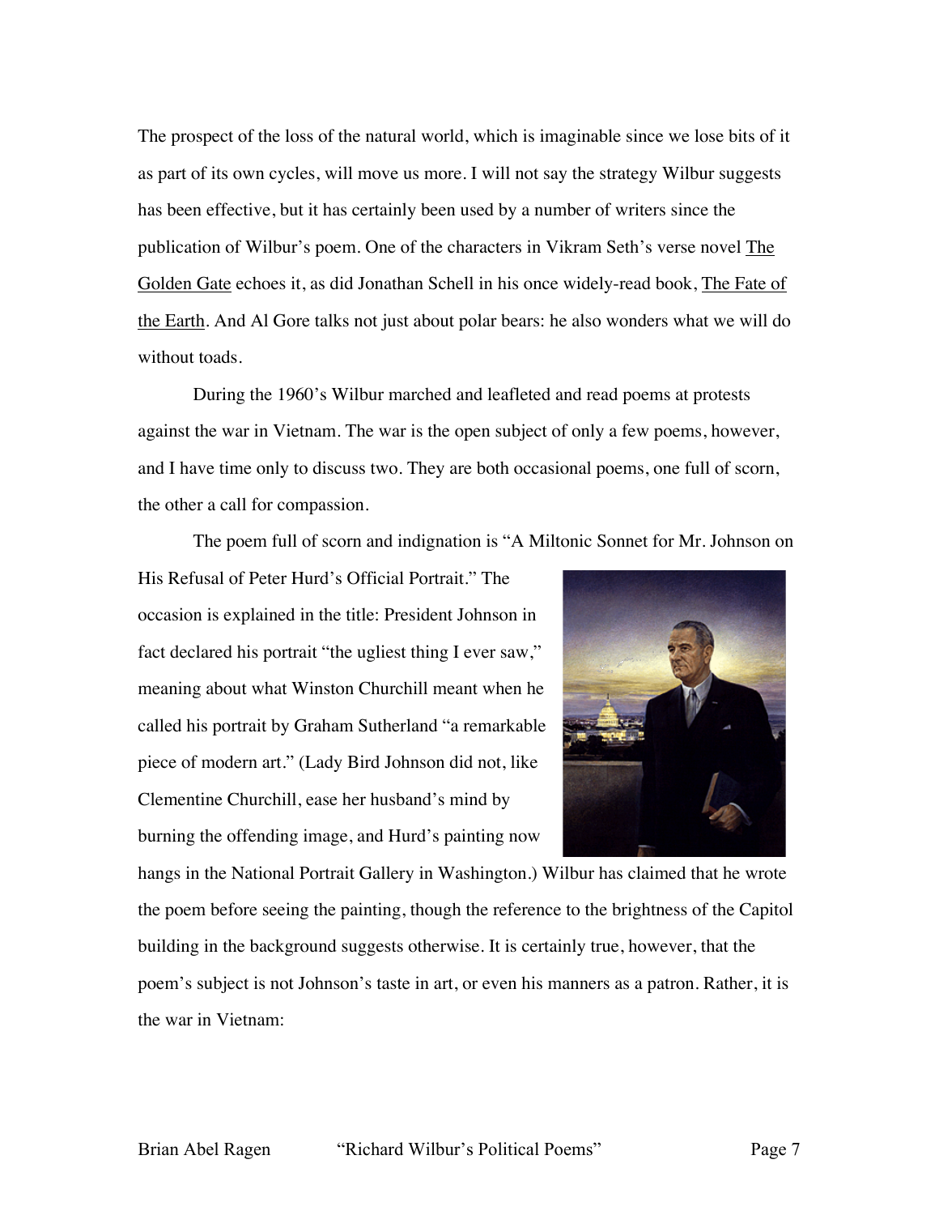The prospect of the loss of the natural world, which is imaginable since we lose bits of it as part of its own cycles, will move us more. I will not say the strategy Wilbur suggests has been effective, but it has certainly been used by a number of writers since the publication of Wilbur's poem. One of the characters in Vikram Seth's verse novel The Golden Gate echoes it, as did Jonathan Schell in his once widely-read book, The Fate of the Earth. And Al Gore talks not just about polar bears: he also wonders what we will do without toads.

During the 1960's Wilbur marched and leafleted and read poems at protests against the war in Vietnam. The war is the open subject of only a few poems, however, and I have time only to discuss two. They are both occasional poems, one full of scorn, the other a call for compassion.

The poem full of scorn and indignation is "A Miltonic Sonnet for Mr. Johnson on His Refusal of Peter Hurd's Official Portrait." The occasion is explained in the title: President Johnson in fact declared his portrait "the ugliest thing I ever saw," meaning about what Winston Churchill meant when he called his portrait by Graham Sutherland "a remarkable piece of modern art." (Lady Bird Johnson did not, like Clementine Churchill, ease her husband's mind by burning the offending image, and Hurd's painting now hangs in the National Portrait Gallery in Washington.) Wilbur has claimed that he wrote the poem before seeing the painting, though the reference to the brightness of the Capitol building in the background suggests otherwise. It is certainly true, however, that the poem's subject is not Johnson's taste in art, or even his manners as a patron. Rather, it is the war in Vietnam: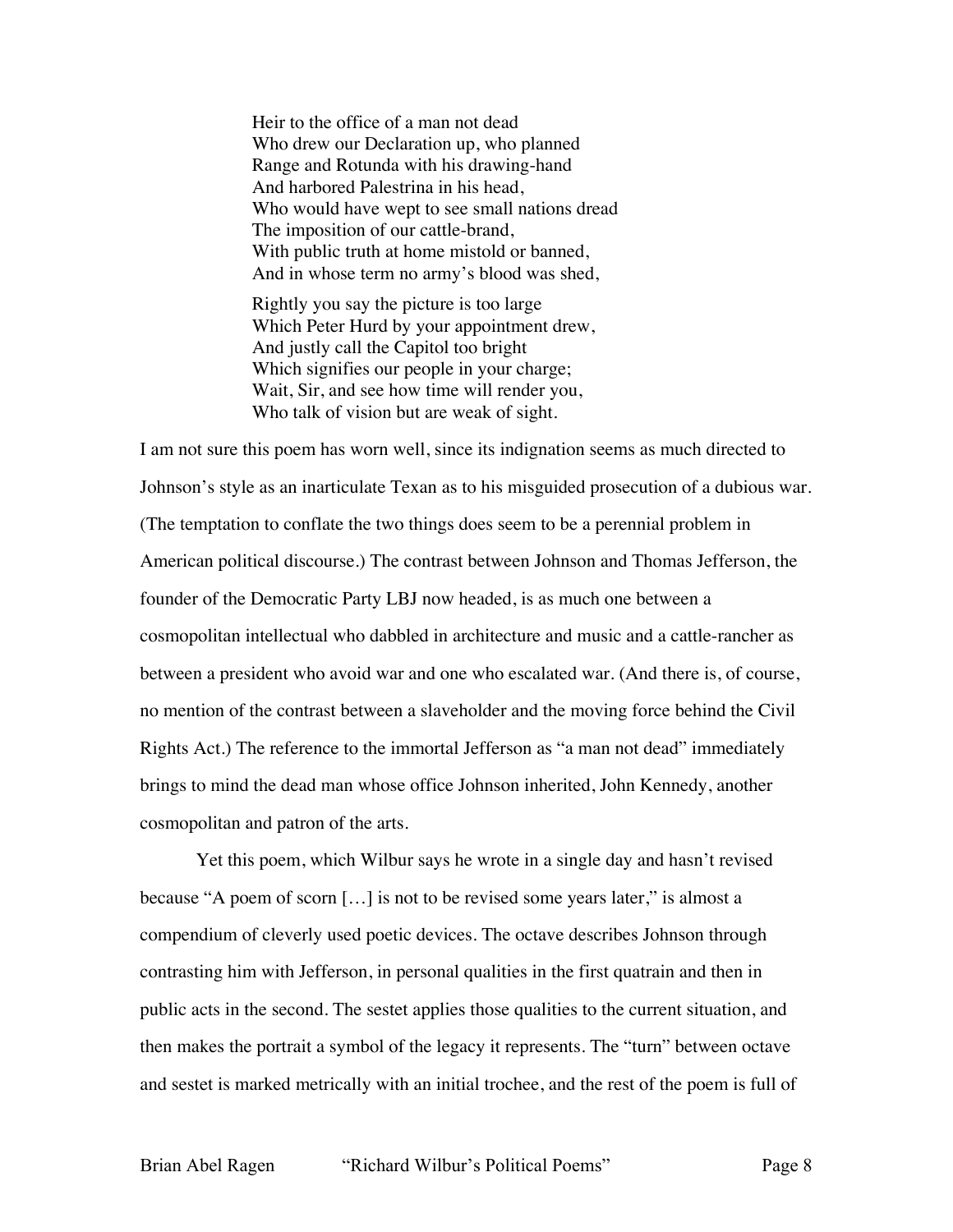> Heir to the office of a man not dead
> Who drew our Declaration up, who planned
> Range and Rotunda with his drawing-hand
> And harbored Palestrina in his head,
> Who would have wept to see small nations dread
> The imposition of our cattle-brand,
> With public truth at home mistold or banned,
> And in whose term no army's blood was shed,
>
> Rightly you say the picture is too large
> Which Peter Hurd by your appointment drew,
> And justly call the Capitol too bright
> Which signifies our people in your charge;
> Wait, Sir, and see how time will render you,
> Who talk of vision but are weak of sight.

I am not sure this poem has worn well, since its indignation seems as much directed to Johnson's style as an inarticulate Texan as to his misguided prosecution of a dubious war. (The temptation to conflate the two things does seem to be a perennial problem in American political discourse.) The contrast between Johnson and Thomas Jefferson, the founder of the Democratic Party LBJ now headed, is as much one between a cosmopolitan intellectual who dabbled in architecture and music and a cattle-rancher as between a president who avoid war and one who escalated war. (And there is, of course, no mention of the contrast between a slaveholder and the moving force behind the Civil Rights Act.) The reference to the immortal Jefferson as "a man not dead" immediately brings to mind the dead man whose office Johnson inherited, John Kennedy, another cosmopolitan and patron of the arts.

Yet this poem, which Wilbur says he wrote in a single day and hasn't revised because "A poem of scorn […] is not to be revised some years later," is almost a compendium of cleverly used poetic devices. The octave describes Johnson through contrasting him with Jefferson, in personal qualities in the first quatrain and then in public acts in the second. The sestet applies those qualities to the current situation, and then makes the portrait a symbol of the legacy it represents. The "turn" between octave and sestet is marked metrically with an initial trochee, and the rest of the poem is full of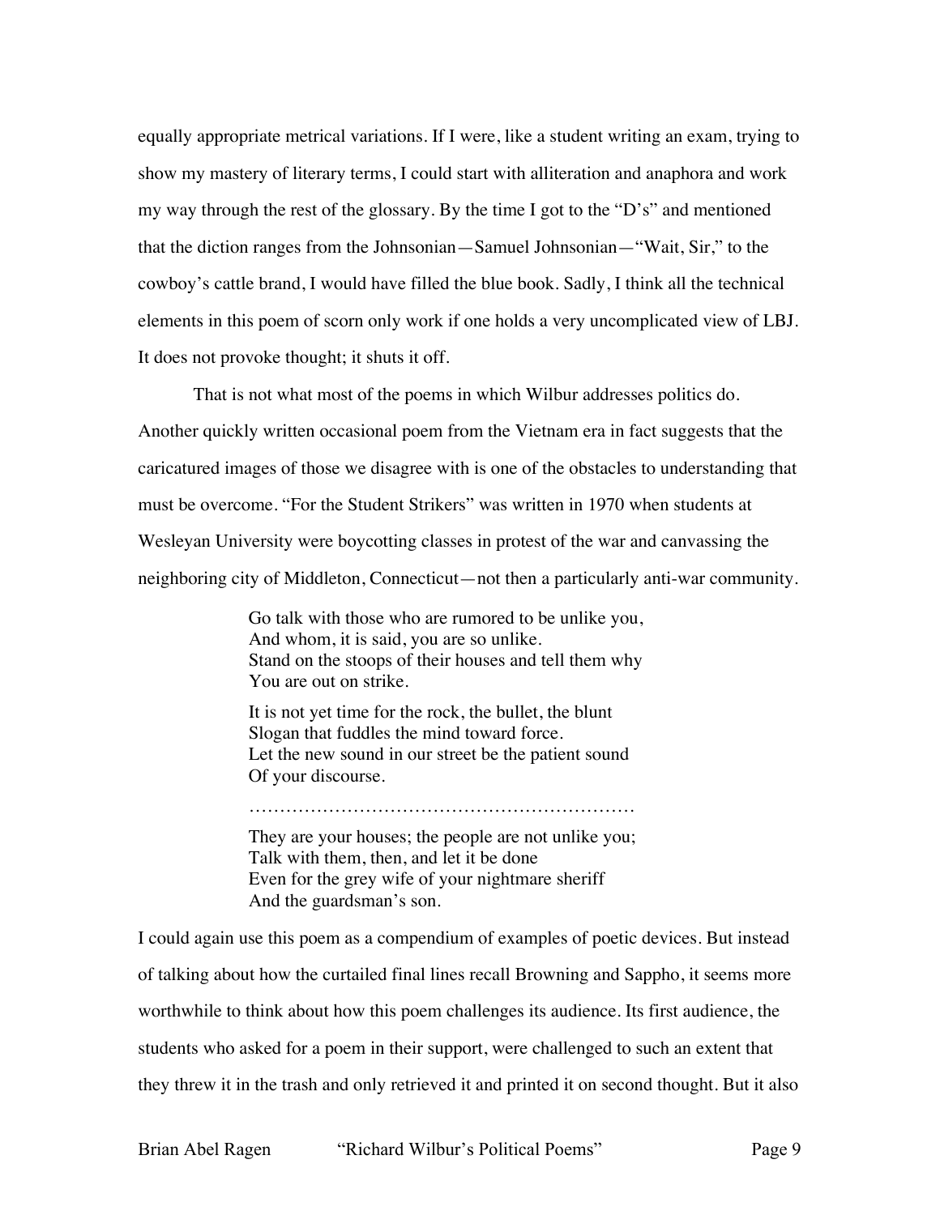equally appropriate metrical variations. If I were, like a student writing an exam, trying to show my mastery of literary terms, I could start with alliteration and anaphora and work my way through the rest of the glossary. By the time I got to the "D's" and mentioned that the diction ranges from the Johnsonian—Samuel Johnsonian—"Wait, Sir," to the cowboy's cattle brand, I would have filled the blue book. Sadly, I think all the technical elements in this poem of scorn only work if one holds a very uncomplicated view of LBJ. It does not provoke thought; it shuts it off.

That is not what most of the poems in which Wilbur addresses politics do. Another quickly written occasional poem from the Vietnam era in fact suggests that the caricatured images of those we disagree with is one of the obstacles to understanding that must be overcome. "For the Student Strikers" was written in 1970 when students at Wesleyan University were boycotting classes in protest of the war and canvassing the neighboring city of Middleton, Connecticut—not then a particularly anti-war community.

> Go talk with those who are rumored to be unlike you,  
> And whom, it is said, you are so unlike.  
> Stand on the stoops of their houses and tell them why  
> You are out on strike.
>
> It is not yet time for the rock, the bullet, the blunt  
> Slogan that fuddles the mind toward force.  
> Let the new sound in our street be the patient sound  
> Of your discourse.
>
> ……………………………………………………
>
> They are your houses; the people are not unlike you;  
> Talk with them, then, and let it be done  
> Even for the grey wife of your nightmare sheriff  
> And the guardsman's son.

I could again use this poem as a compendium of examples of poetic devices. But instead of talking about how the curtailed final lines recall Browning and Sappho, it seems more worthwhile to think about how this poem challenges its audience. Its first audience, the students who asked for a poem in their support, were challenged to such an extent that they threw it in the trash and only retrieved it and printed it on second thought. But it also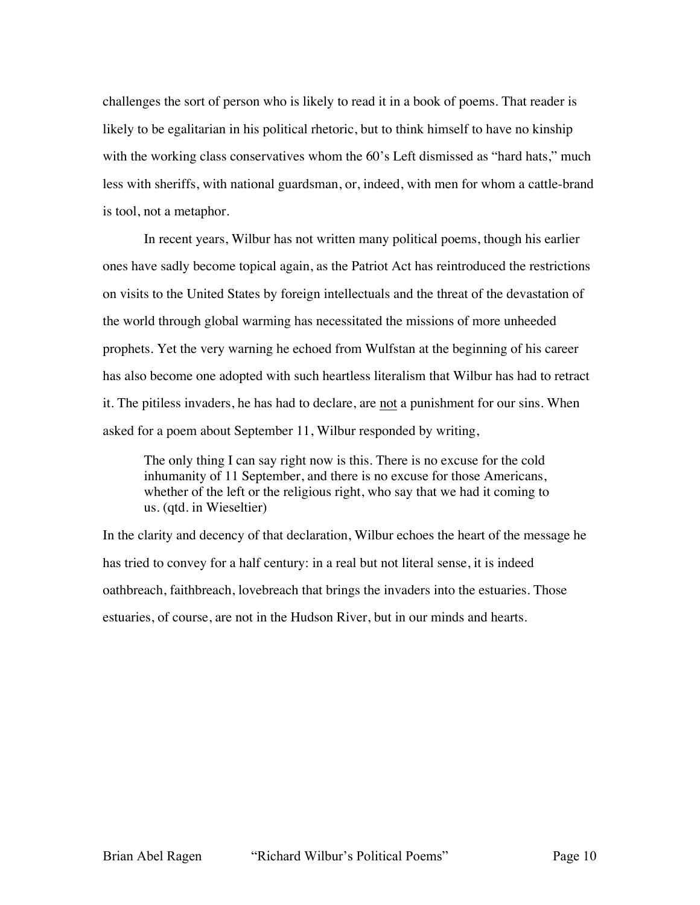challenges the sort of person who is likely to read it in a book of poems. That reader is likely to be egalitarian in his political rhetoric, but to think himself to have no kinship with the working class conservatives whom the 60's Left dismissed as "hard hats," much less with sheriffs, with national guardsman, or, indeed, with men for whom a cattle-brand is tool, not a metaphor.

In recent years, Wilbur has not written many political poems, though his earlier ones have sadly become topical again, as the Patriot Act has reintroduced the restrictions on visits to the United States by foreign intellectuals and the threat of the devastation of the world through global warming has necessitated the missions of more unheeded prophets. Yet the very warning he echoed from Wulfstan at the beginning of his career has also become one adopted with such heartless literalism that Wilbur has had to retract it. The pitiless invaders, he has had to declare, are <u>not</u> a punishment for our sins. When asked for a poem about September 11, Wilbur responded by writing,

> The only thing I can say right now is this. There is no excuse for the cold inhumanity of 11 September, and there is no excuse for those Americans, whether of the left or the religious right, who say that we had it coming to us. (qtd. in Wieseltier)

In the clarity and decency of that declaration, Wilbur echoes the heart of the message he has tried to convey for a half century: in a real but not literal sense, it is indeed oathbreach, faithbreach, lovebreach that brings the invaders into the estuaries. Those estuaries, of course, are not in the Hudson River, but in our minds and hearts.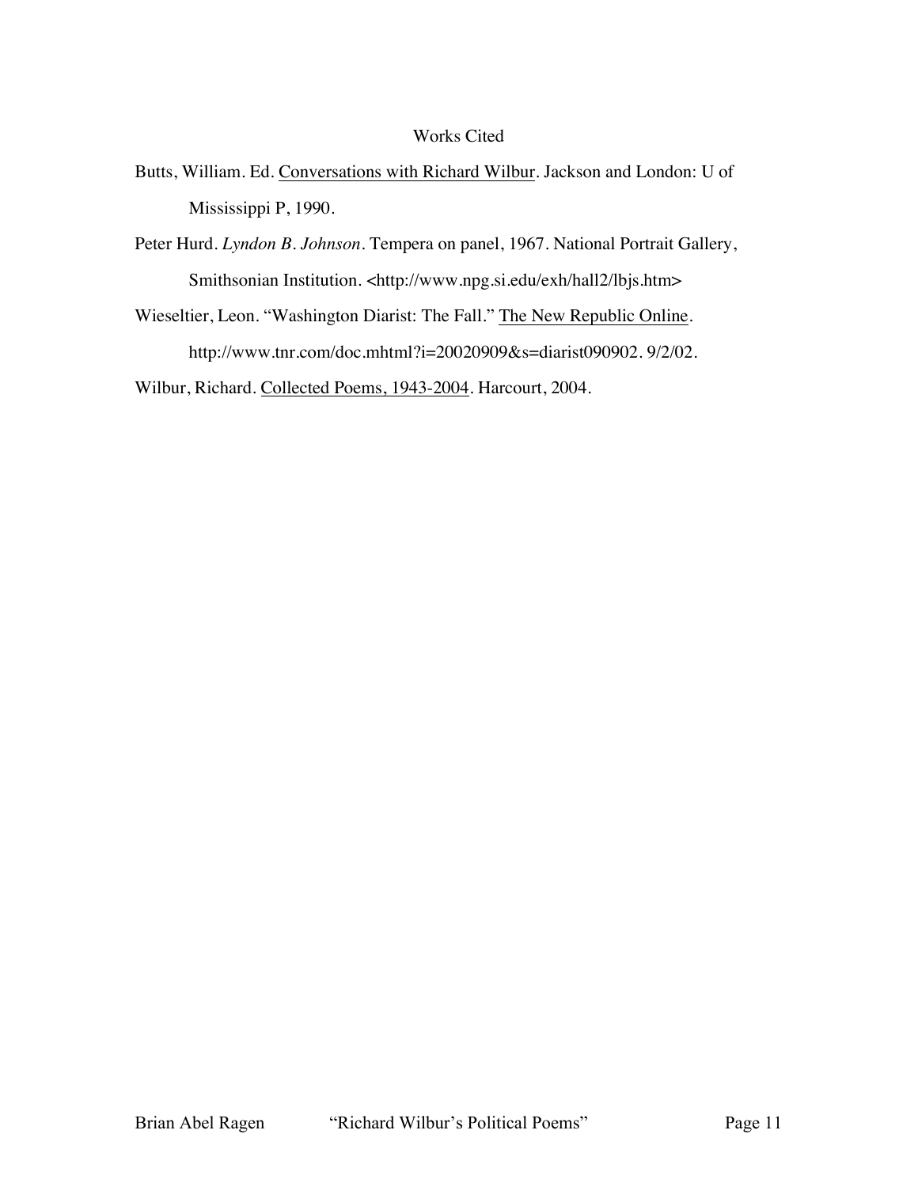# Works Cited

Butts, William. Ed. <u>Conversations with Richard Wilbur</u>. Jackson and London: U of Mississippi P, 1990.

Peter Hurd. *Lyndon B. Johnson*. Tempera on panel, 1967. National Portrait Gallery, Smithsonian Institution. <http://www.npg.si.edu/exh/hall2/lbjs.htm>

Wieseltier, Leon. "Washington Diarist: The Fall." <u>The New Republic Online</u>. http://www.tnr.com/doc.mhtml?i=20020909&s=diarist090902. 9/2/02.

Wilbur, Richard. <u>Collected Poems, 1943-2004</u>. Harcourt, 2004.